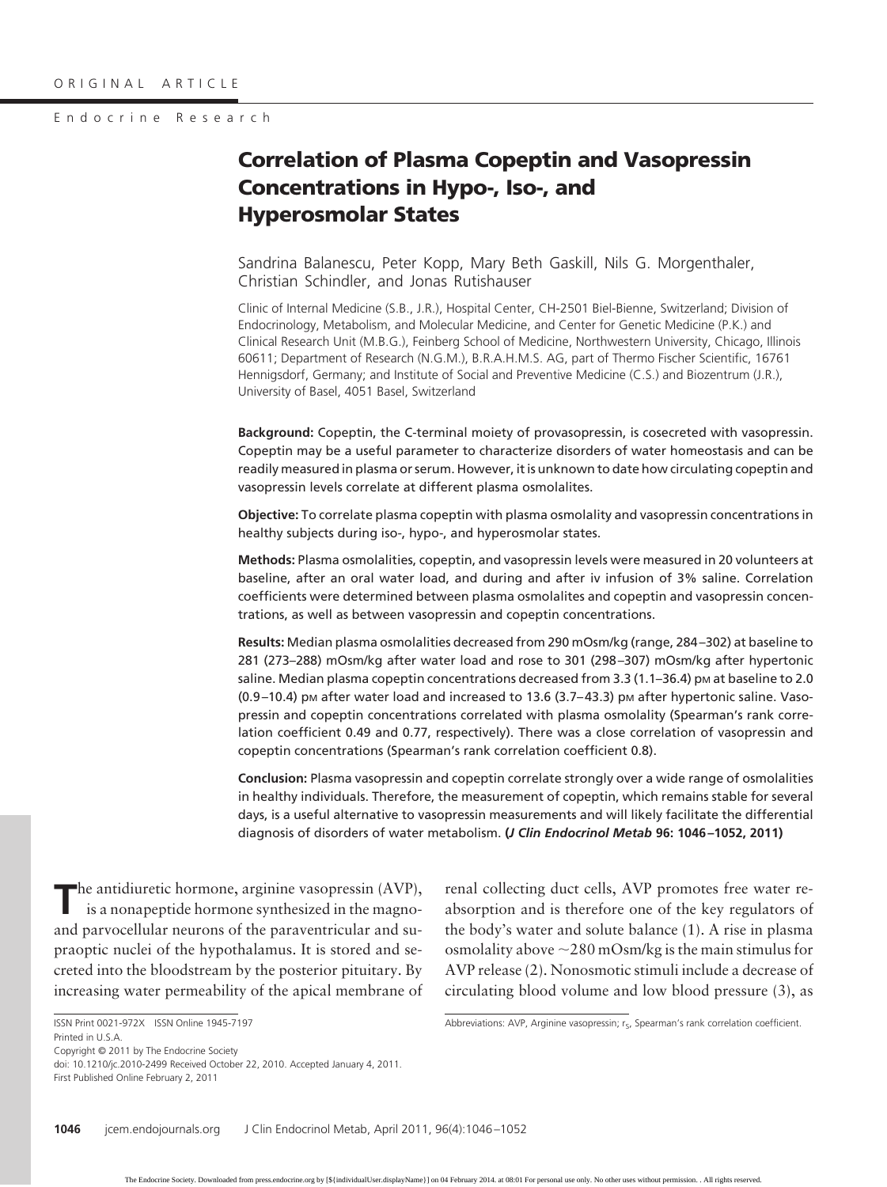ORIGINAL ARTICLE

Endocrine Research

# Correlation of Plasma Copeptin and Vasopressin Concentrations in Hypo-, Iso-, and Hyperosmolar States

Sandrina Balanescu, Peter Kopp, Mary Beth Gaskill, Nils G. Morgenthaler, Christian Schindler, and Jonas Rutishauser

Clinic of Internal Medicine (S.B., J.R.), Hospital Center, CH-2501 Biel-Bienne, Switzerland; Division of Endocrinology, Metabolism, and Molecular Medicine, and Center for Genetic Medicine (P.K.) and Clinical Research Unit (M.B.G.), Feinberg School of Medicine, Northwestern University, Chicago, Illinois 60611; Department of Research (N.G.M.), B.R.A.H.M.S. AG, part of Thermo Fischer Scientific, 16761 Hennigsdorf, Germany; and Institute of Social and Preventive Medicine (C.S.) and Biozentrum (J.R.), University of Basel, 4051 Basel, Switzerland

**Background:** Copeptin, the C-terminal moiety of provasopressin, is cosecreted with vasopressin. Copeptin may be a useful parameter to characterize disorders of water homeostasis and can be readily measured in plasma or serum. However, it is unknown to date how circulating copeptin and vasopressin levels correlate at different plasma osmolalites.

**Objective:** To correlate plasma copeptin with plasma osmolality and vasopressin concentrations in healthy subjects during iso-, hypo-, and hyperosmolar states.

**Methods:** Plasma osmolalities, copeptin, and vasopressin levels were measured in 20 volunteers at baseline, after an oral water load, and during and after iv infusion of 3% saline. Correlation coefficients were determined between plasma osmolalites and copeptin and vasopressin concentrations, as well as between vasopressin and copeptin concentrations.

**Results:** Median plasma osmolalities decreased from 290 mOsm/kg (range, 284–302) at baseline to 281 (273–288) mOsm/kg after water load and rose to 301 (298–307) mOsm/kg after hypertonic saline. Median plasma copeptin concentrations decreased from 3.3 (1.1–36.4) pM at baseline to 2.0 (0.9–10.4) pM after water load and increased to 13.6 (3.7–43.3) pM after hypertonic saline. Vasopressin and copeptin concentrations correlated with plasma osmolality (Spearman's rank correlation coefficient 0.49 and 0.77, respectively). There was a close correlation of vasopressin and copeptin concentrations (Spearman's rank correlation coefficient 0.8).

**Conclusion:** Plasma vasopressin and copeptin correlate strongly over a wide range of osmolalities in healthy individuals. Therefore, the measurement of copeptin, which remains stable for several days, is a useful alternative to vasopressin measurements and will likely facilitate the differential diagnosis of disorders of water metabolism. **(*J Clin Endocrinol Metab* 96: 1046–1052, 2011)**

The antidiuretic hormone, arginine vasopressin (AVP), is a nonapeptide hormone synthesized in the magno- and parvocellular neurons of the paraventricular and supraoptic nuclei of the hypothalamus. It is stored and secreted into the bloodstream by the posterior pituitary. By increasing water permeability of the apical membrane of renal collecting duct cells, AVP promotes free water reabsorption and is therefore one of the key regulators of the body's water and solute balance (1). A rise in plasma osmolality above ~280 mOsm/kg is the main stimulus for AVP release (2). Nonosmotic stimuli include a decrease of circulating blood volume and low blood pressure (3), as

ISSN Print 0021-972X ISSN Online 1945-7197
Printed in U.S.A.
Copyright © 2011 by The Endocrine Society
doi: 10.1210/jc.2010-2499 Received October 22, 2010. Accepted January 4, 2011.
First Published Online February 2, 2011

Abbreviations: AVP, Arginine vasopressin; $r_s$, Spearman's rank correlation coefficient.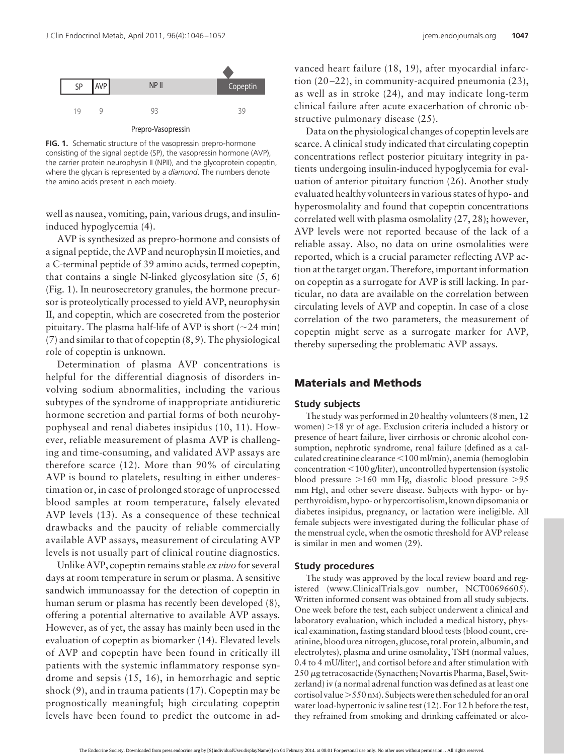SP | AVP | NP II | Copeptin

19 | 9 | 93 | 39

Prepro-Vasopressin

**FIG. 1.** Schematic structure of the vasopressin prepro-hormone consisting of the signal peptide (SP), the vasopressin hormone (AVP), the carrier protein neurophysin II (NPII), and the glycoprotein copeptin, where the glycan is represented by a *diamond*. The numbers denote the amino acids present in each moiety.

well as nausea, vomiting, pain, various drugs, and insulin-induced hypoglycemia (4).

AVP is synthesized as prepro-hormone and consists of a signal peptide, the AVP and neurophysin II moieties, and a C-terminal peptide of 39 amino acids, termed copeptin, that contains a single N-linked glycosylation site (5, 6) (Fig. 1). In neurosecretory granules, the hormone precursor is proteolytically processed to yield AVP, neurophysin II, and copeptin, which are cosecreted from the posterior pituitary. The plasma half-life of AVP is short (~24 min) (7) and similar to that of copeptin (8, 9). The physiological role of copeptin is unknown.

Determination of plasma AVP concentrations is helpful for the differential diagnosis of disorders involving sodium abnormalities, including the various subtypes of the syndrome of inappropriate antidiuretic hormone secretion and partial forms of both neurohypophyseal and renal diabetes insipidus (10, 11). However, reliable measurement of plasma AVP is challenging and time-consuming, and validated AVP assays are therefore scarce (12). More than 90% of circulating AVP is bound to platelets, resulting in either underestimation or, in case of prolonged storage of unprocessed blood samples at room temperature, falsely elevated AVP levels (13). As a consequence of these technical drawbacks and the paucity of reliable commercially available AVP assays, measurement of circulating AVP levels is not usually part of clinical routine diagnostics.

Unlike AVP, copeptin remains stable *ex vivo* for several days at room temperature in serum or plasma. A sensitive sandwich immunoassay for the detection of copeptin in human serum or plasma has recently been developed (8), offering a potential alternative to available AVP assays. However, as of yet, the assay has mainly been used in the evaluation of copeptin as biomarker (14). Elevated levels of AVP and copeptin have been found in critically ill patients with the systemic inflammatory response syndrome and sepsis (15, 16), in hemorrhagic and septic shock (9), and in trauma patients (17). Copeptin may be prognostically meaningful; high circulating copeptin levels have been found to predict the outcome in advanced heart failure (18, 19), after myocardial infarction (20–22), in community-acquired pneumonia (23), as well as in stroke (24), and may indicate long-term clinical failure after acute exacerbation of chronic obstructive pulmonary disease (25).

Data on the physiological changes of copeptin levels are scarce. A clinical study indicated that circulating copeptin concentrations reflect posterior pituitary integrity in patients undergoing insulin-induced hypoglycemia for evaluation of anterior pituitary function (26). Another study evaluated healthy volunteers in various states of hypo- and hyperosmolality and found that copeptin concentrations correlated well with plasma osmolality (27, 28); however, AVP levels were not reported because of the lack of a reliable assay. Also, no data on urine osmolalities were reported, which is a crucial parameter reflecting AVP action at the target organ. Therefore, important information on copeptin as a surrogate for AVP is still lacking. In particular, no data are available on the correlation between circulating levels of AVP and copeptin. In case of a close correlation of the two parameters, the measurement of copeptin might serve as a surrogate marker for AVP, thereby superseding the problematic AVP assays.

## Materials and Methods

### Study subjects

The study was performed in 20 healthy volunteers (8 men, 12 women) >18 yr of age. Exclusion criteria included a history or presence of heart failure, liver cirrhosis or chronic alcohol consumption, nephrotic syndrome, renal failure (defined as a calculated creatinine clearance <100 ml/min), anemia (hemoglobin concentration <100 g/liter), uncontrolled hypertension (systolic blood pressure >160 mm Hg, diastolic blood pressure >95 mm Hg), and other severe disease. Subjects with hypo- or hyperthyroidism, hypo- or hypercortisolism, known dipsomania or diabetes insipidus, pregnancy, or lactation were ineligible. All female subjects were investigated during the follicular phase of the menstrual cycle, when the osmotic threshold for AVP release is similar in men and women (29).

### Study procedures

The study was approved by the local review board and registered (www.ClinicalTrials.gov number, NCT00696605). Written informed consent was obtained from all study subjects. One week before the test, each subject underwent a clinical and laboratory evaluation, which included a medical history, physical examination, fasting standard blood tests (blood count, creatinine, blood urea nitrogen, glucose, total protein, albumin, and electrolytes), plasma and urine osmolality, TSH (normal values, 0.4 to 4 mU/liter), and cortisol before and after stimulation with 250 μg tetracosactide (Synacthen; Novartis Pharma, Basel, Switzerland) iv (a normal adrenal function was defined as at least one cortisol value >550 nM). Subjects were then scheduled for an oral water load-hypertonic iv saline test (12). For 12 h before the test, they refrained from smoking and drinking caffeinated or alco-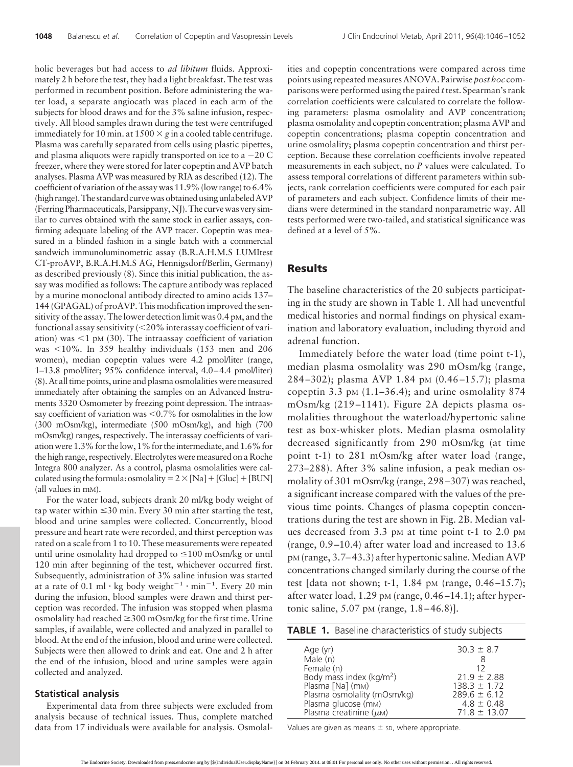holic beverages but had access to *ad libitum* fluids. Approximately 2 h before the test, they had a light breakfast. The test was performed in recumbent position. Before administering the water load, a separate angiocath was placed in each arm of the subjects for blood draws and for the 3% saline infusion, respectively. All blood samples drawn during the test were centrifuged immediately for 10 min. at $1500 \times g$ in a cooled table centrifuge. Plasma was carefully separated from cells using plastic pipettes, and plasma aliquots were rapidly transported on ice to a −20 C freezer, where they were stored for later copeptin and AVP batch analyses. Plasma AVP was measured by RIA as described (12). The coefficient of variation of the assay was 11.9% (low range) to 6.4% (high range). The standard curve was obtained using unlabeled AVP (Ferring Pharmaceuticals, Parsippany, NJ). The curve was very similar to curves obtained with the same stock in earlier assays, confirming adequate labeling of the AVP tracer. Copeptin was measured in a blinded fashion in a single batch with a commercial sandwich immunoluminometric assay (B.R.A.H.M.S LUMItest CT-proAVP, B.R.A.H.M.S AG, Hennigsdorf/Berlin, Germany) as described previously (8). Since this initial publication, the assay was modified as follows: The capture antibody was replaced by a murine monoclonal antibody directed to amino acids 137–144 (GPAGAL) of proAVP. This modification improved the sensitivity of the assay. The lower detection limit was 0.4 pM, and the functional assay sensitivity (<20% interassay coefficient of variation) was <1 pM (30). The intraassay coefficient of variation was <10%. In 359 healthy individuals (153 men and 206 women), median copeptin values were 4.2 pmol/liter (range, 1–13.8 pmol/liter; 95% confidence interval, 4.0–4.4 pmol/liter) (8). At all time points, urine and plasma osmolalities were measured immediately after obtaining the samples on an Advanced Instruments 3320 Osmometer by freezing point depression. The intraassay coefficient of variation was <0.7% for osmolalities in the low (300 mOsm/kg), intermediate (500 mOsm/kg), and high (700 mOsm/kg) ranges, respectively. The interassay coefficients of variation were 1.3% for the low, 1% for the intermediate, and 1.6% for the high range, respectively. Electrolytes were measured on a Roche Integra 800 analyzer. As a control, plasma osmolalities were calculated using the formula: osmolality = 2 × [Na] + [Gluc] + [BUN] (all values in mM).

For the water load, subjects drank 20 ml/kg body weight of tap water within ≤30 min. Every 30 min after starting the test, blood and urine samples were collected. Concurrently, blood pressure and heart rate were recorded, and thirst perception was rated on a scale from 1 to 10. These measurements were repeated until urine osmolality had dropped to ≤100 mOsm/kg or until 120 min after beginning of the test, whichever occurred first. Subsequently, administration of 3% saline infusion was started at a rate of $0.1\ \text{ml} \cdot \text{kg body weight}^{-1} \cdot \text{min}^{-1}$. Every 20 min during the infusion, blood samples were drawn and thirst perception was recorded. The infusion was stopped when plasma osmolality had reached ≥300 mOsm/kg for the first time. Urine samples, if available, were collected and analyzed in parallel to blood. At the end of the infusion, blood and urine were collected. Subjects were then allowed to drink and eat. One and 2 h after the end of the infusion, blood and urine samples were again collected and analyzed.

### Statistical analysis

Experimental data from three subjects were excluded from analysis because of technical issues. Thus, complete matched data from 17 individuals were available for analysis. Osmolalities and copeptin concentrations were compared across time points using repeated measures ANOVA. Pairwise *post hoc* comparisons were performed using the paired *t* test. Spearman's rank correlation coefficients were calculated to correlate the following parameters: plasma osmolality and AVP concentration; plasma osmolality and copeptin concentration; plasma AVP and copeptin concentrations; plasma copeptin concentration and urine osmolality; plasma copeptin concentration and thirst perception. Because these correlation coefficients involve repeated measurements in each subject, no *P* values were calculated. To assess temporal correlations of different parameters within subjects, rank correlation coefficients were computed for each pair of parameters and each subject. Confidence limits of their medians were determined in the standard nonparametric way. All tests performed were two-tailed, and statistical significance was defined at a level of 5%.

## Results

The baseline characteristics of the 20 subjects participating in the study are shown in Table 1. All had uneventful medical histories and normal findings on physical examination and laboratory evaluation, including thyroid and adrenal function.

Immediately before the water load (time point t-1), median plasma osmolality was 290 mOsm/kg (range, 284–302); plasma AVP 1.84 pM (0.46–15.7); plasma copeptin 3.3 pM (1.1–36.4); and urine osmolality 874 mOsm/kg (219–1141). Figure 2A depicts plasma osmolalities throughout the waterload/hypertonic saline test as box-whisker plots. Median plasma osmolality decreased significantly from 290 mOsm/kg (at time point t-1) to 281 mOsm/kg after water load (range, 273–288). After 3% saline infusion, a peak median osmolality of 301 mOsm/kg (range, 298–307) was reached, a significant increase compared with the values of the previous time points. Changes of plasma copeptin concentrations during the test are shown in Fig. 2B. Median values decreased from 3.3 pM at time point t-1 to 2.0 pM (range, 0.9–10.4) after water load and increased to 13.6 pM (range, 3.7–43.3) after hypertonic saline. Median AVP concentrations changed similarly during the course of the test [data not shown; t-1, 1.84 pM (range, 0.46–15.7); after water load, 1.29 pM (range, 0.46–14.1); after hypertonic saline, 5.07 pM (range, 1.8–46.8)].

**TABLE 1.** Baseline characteristics of study subjects

| | |
|---|---|
| Age (yr) | 30.3 ± 8.7 |
| Male (n) | 8 |
| Female (n) | 12 |
| Body mass index (kg/m$^2$) | 21.9 ± 2.88 |
| Plasma [Na] (mM) | 138.3 ± 1.72 |
| Plasma osmolality (mOsm/kg) | 289.6 ± 6.12 |
| Plasma glucose (mM) | 4.8 ± 0.48 |
| Plasma creatinine (μM) | 71.8 ± 13.07 |

Values are given as means ± SD, where appropriate.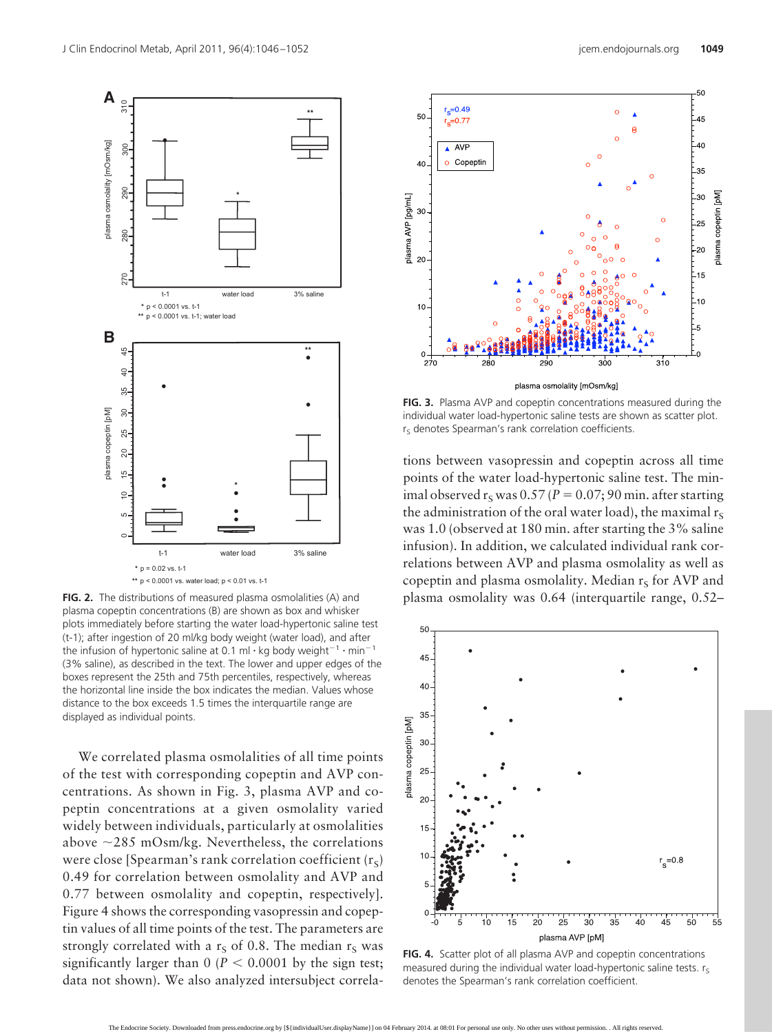FIG. 2. The distributions of measured plasma osmolalities (A) and plasma copeptin concentrations (B) are shown as box and whisker plots immediately before starting the water load-hypertonic saline test (t-1); after ingestion of 20 ml/kg body weight (water load), and after the infusion of hypertonic saline at 0.1 ml · kg body weight$^{-1}$ · min$^{-1}$ (3% saline), as described in the text. The lower and upper edges of the boxes represent the 25th and 75th percentiles, respectively, whereas the horizontal line inside the box indicates the median. Values whose distance to the box exceeds 1.5 times the interquartile range are displayed as individual points.

We correlated plasma osmolalities of all time points of the test with corresponding copeptin and AVP concentrations. As shown in Fig. 3, plasma AVP and copeptin concentrations at a given osmolality varied widely between individuals, particularly at osmolalities above ~285 mOsm/kg. Nevertheless, the correlations were close [Spearman's rank correlation coefficient ($r_S$) 0.49 for correlation between osmolality and AVP and 0.77 between osmolality and copeptin, respectively]. Figure 4 shows the corresponding vasopressin and copeptin values of all time points of the test. The parameters are strongly correlated with a $r_S$ of 0.8. The median $r_S$ was significantly larger than 0 ($P < 0.0001$ by the sign test; data not shown). We also analyzed intersubject correlations between vasopressin and copeptin across all time points of the water load-hypertonic saline test. The minimal observed $r_S$ was 0.57 ($P = 0.07$; 90 min. after starting the administration of the oral water load), the maximal $r_S$ was 1.0 (observed at 180 min. after starting the 3% saline infusion). In addition, we calculated individual rank correlations between AVP and plasma osmolality as well as copeptin and plasma osmolality. Median $r_S$ for AVP and plasma osmolality was 0.64 (interquartile range, 0.52–

FIG. 3. Plasma AVP and copeptin concentrations measured during the individual water load-hypertonic saline tests are shown as scatter plot. $r_S$ denotes Spearman's rank correlation coefficients.

FIG. 4. Scatter plot of all plasma AVP and copeptin concentrations measured during the individual water load-hypertonic saline tests. $r_S$ denotes the Spearman's rank correlation coefficient.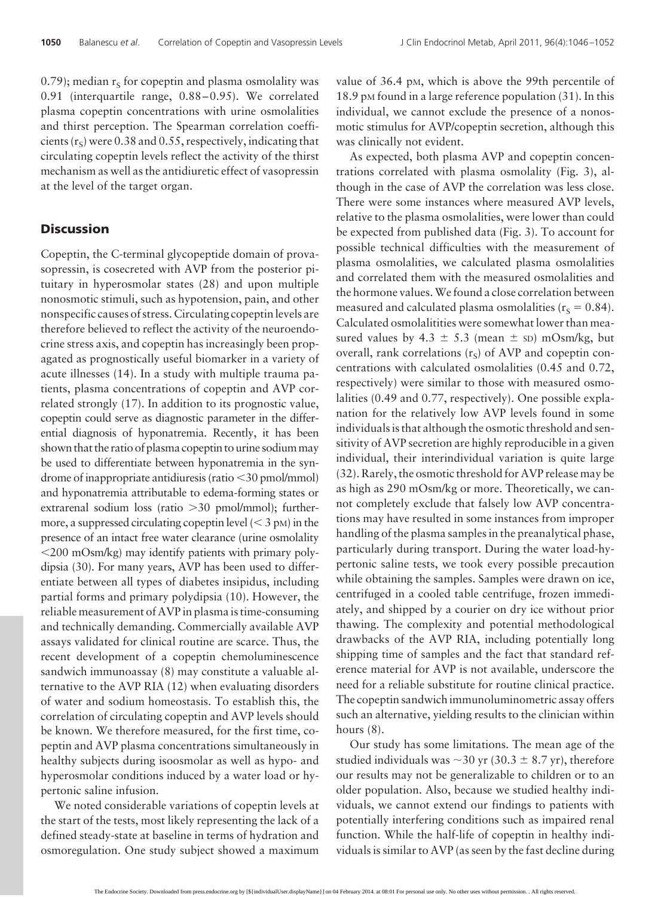0.79); median $r_S$ for copeptin and plasma osmolality was 0.91 (interquartile range, 0.88–0.95). We correlated plasma copeptin concentrations with urine osmolalities and thirst perception. The Spearman correlation coefficients ($r_S$) were 0.38 and 0.55, respectively, indicating that circulating copeptin levels reflect the activity of the thirst mechanism as well as the antidiuretic effect of vasopressin at the level of the target organ.

## Discussion

Copeptin, the C-terminal glycopeptide domain of provasopressin, is cosecreted with AVP from the posterior pituitary in hyperosmolar states (28) and upon multiple nonosmotic stimuli, such as hypotension, pain, and other nonspecific causes of stress. Circulating copeptin levels are therefore believed to reflect the activity of the neuroendocrine stress axis, and copeptin has increasingly been propagated as prognostically useful biomarker in a variety of acute illnesses (14). In a study with multiple trauma patients, plasma concentrations of copeptin and AVP correlated strongly (17). In addition to its prognostic value, copeptin could serve as diagnostic parameter in the differential diagnosis of hyponatremia. Recently, it has been shown that the ratio of plasma copeptin to urine sodium may be used to differentiate between hyponatremia in the syndrome of inappropriate antidiuresis (ratio <30 pmol/mmol) and hyponatremia attributable to edema-forming states or extrarenal sodium loss (ratio >30 pmol/mmol); furthermore, a suppressed circulating copeptin level (< 3 pM) in the presence of an intact free water clearance (urine osmolality <200 mOsm/kg) may identify patients with primary polydipsia (30). For many years, AVP has been used to differentiate between all types of diabetes insipidus, including partial forms and primary polydipsia (10). However, the reliable measurement of AVP in plasma is time-consuming and technically demanding. Commercially available AVP assays validated for clinical routine are scarce. Thus, the recent development of a copeptin chemoluminescence sandwich immunoassay (8) may constitute a valuable alternative to the AVP RIA (12) when evaluating disorders of water and sodium homeostasis. To establish this, the correlation of circulating copeptin and AVP levels should be known. We therefore measured, for the first time, copeptin and AVP plasma concentrations simultaneously in healthy subjects during isoosmolar as well as hypo- and hyperosmolar conditions induced by a water load or hypertonic saline infusion.

We noted considerable variations of copeptin levels at the start of the tests, most likely representing the lack of a defined steady-state at baseline in terms of hydration and osmoregulation. One study subject showed a maximum value of 36.4 pM, which is above the 99th percentile of 18.9 pM found in a large reference population (31). In this individual, we cannot exclude the presence of a nonosmotic stimulus for AVP/copeptin secretion, although this was clinically not evident.

As expected, both plasma AVP and copeptin concentrations correlated with plasma osmolality (Fig. 3), although in the case of AVP the correlation was less close. There were some instances where measured AVP levels, relative to the plasma osmolalities, were lower than could be expected from published data (Fig. 3). To account for possible technical difficulties with the measurement of plasma osmolalities, we calculated plasma osmolalities and correlated them with the measured osmolalities and the hormone values. We found a close correlation between measured and calculated plasma osmolalities ($r_S = 0.84$). Calculated osmolalitities were somewhat lower than measured values by $4.3 \pm 5.3$ (mean ± SD) mOsm/kg, but overall, rank correlations ($r_S$) of AVP and copeptin concentrations with calculated osmolalities (0.45 and 0.72, respectively) were similar to those with measured osmolalities (0.49 and 0.77, respectively). One possible explanation for the relatively low AVP levels found in some individuals is that although the osmotic threshold and sensitivity of AVP secretion are highly reproducible in a given individual, their interindividual variation is quite large (32). Rarely, the osmotic threshold for AVP release may be as high as 290 mOsm/kg or more. Theoretically, we cannot completely exclude that falsely low AVP concentrations may have resulted in some instances from improper handling of the plasma samples in the preanalytical phase, particularly during transport. During the water load-hypertonic saline tests, we took every possible precaution while obtaining the samples. Samples were drawn on ice, centrifuged in a cooled table centrifuge, frozen immediately, and shipped by a courier on dry ice without prior thawing. The complexity and potential methodological drawbacks of the AVP RIA, including potentially long shipping time of samples and the fact that standard reference material for AVP is not available, underscore the need for a reliable substitute for routine clinical practice. The copeptin sandwich immunoluminometric assay offers such an alternative, yielding results to the clinician within hours (8).

Our study has some limitations. The mean age of the studied individuals was ~30 yr ($30.3 \pm 8.7$ yr), therefore our results may not be generalizable to children or to an older population. Also, because we studied healthy individuals, we cannot extend our findings to patients with potentially interfering conditions such as impaired renal function. While the half-life of copeptin in healthy individuals is similar to AVP (as seen by the fast decline during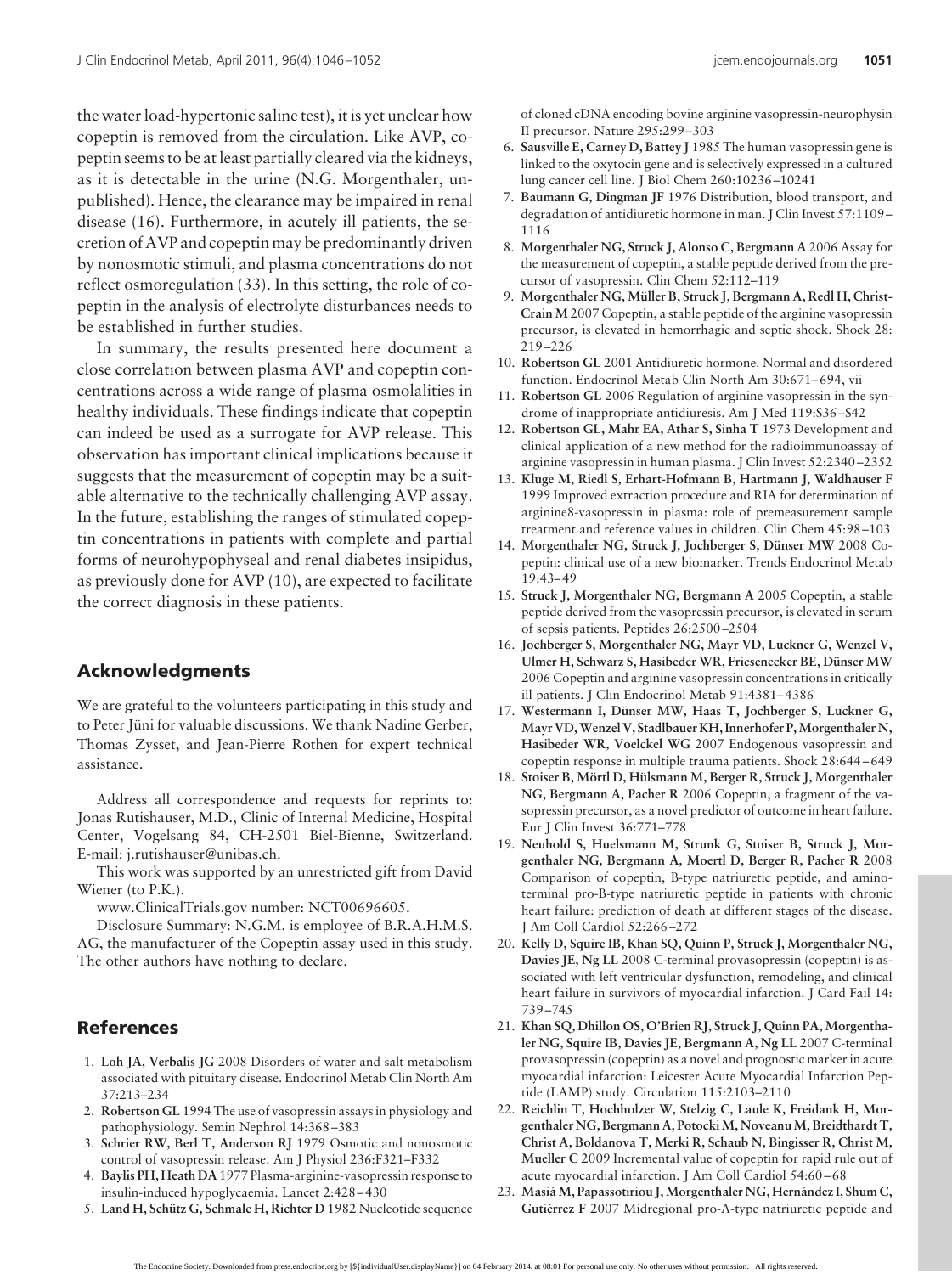the water load-hypertonic saline test), it is yet unclear how copeptin is removed from the circulation. Like AVP, copeptin seems to be at least partially cleared via the kidneys, as it is detectable in the urine (N.G. Morgenthaler, unpublished). Hence, the clearance may be impaired in renal disease (16). Furthermore, in acutely ill patients, the secretion of AVP and copeptin may be predominantly driven by nonosmotic stimuli, and plasma concentrations do not reflect osmoregulation (33). In this setting, the role of copeptin in the analysis of electrolyte disturbances needs to be established in further studies.

In summary, the results presented here document a close correlation between plasma AVP and copeptin concentrations across a wide range of plasma osmolalities in healthy individuals. These findings indicate that copeptin can indeed be used as a surrogate for AVP release. This observation has important clinical implications because it suggests that the measurement of copeptin may be a suitable alternative to the technically challenging AVP assay. In the future, establishing the ranges of stimulated copeptin concentrations in patients with complete and partial forms of neurohypophyseal and renal diabetes insipidus, as previously done for AVP (10), are expected to facilitate the correct diagnosis in these patients.

## Acknowledgments

We are grateful to the volunteers participating in this study and to Peter Jüni for valuable discussions. We thank Nadine Gerber, Thomas Zysset, and Jean-Pierre Rothen for expert technical assistance.

Address all correspondence and requests for reprints to: Jonas Rutishauser, M.D., Clinic of Internal Medicine, Hospital Center, Vogelsang 84, CH-2501 Biel-Bienne, Switzerland. E-mail: j.rutishauser@unibas.ch.

This work was supported by an unrestricted gift from David Wiener (to P.K.).

www.ClinicalTrials.gov number: NCT00696605.

Disclosure Summary: N.G.M. is employee of B.R.A.H.M.S. AG, the manufacturer of the Copeptin assay used in this study. The other authors have nothing to declare.

## References

1. **Loh JA, Verbalis JG** 2008 Disorders of water and salt metabolism associated with pituitary disease. Endocrinol Metab Clin North Am 37:213–234
2. **Robertson GL** 1994 The use of vasopressin assays in physiology and pathophysiology. Semin Nephrol 14:368–383
3. **Schrier RW, Berl T, Anderson RJ** 1979 Osmotic and nonosmotic control of vasopressin release. Am J Physiol 236:F321–F332
4. **Baylis PH, Heath DA** 1977 Plasma-arginine-vasopressin response to insulin-induced hypoglycaemia. Lancet 2:428–430
5. **Land H, Schütz G, Schmale H, Richter D** 1982 Nucleotide sequence of cloned cDNA encoding bovine arginine vasopressin-neurophysin II precursor. Nature 295:299–303
6. **Sausville E, Carney D, Battey J** 1985 The human vasopressin gene is linked to the oxytocin gene and is selectively expressed in a cultured lung cancer cell line. J Biol Chem 260:10236–10241
7. **Baumann G, Dingman JF** 1976 Distribution, blood transport, and degradation of antidiuretic hormone in man. J Clin Invest 57:1109–1116
8. **Morgenthaler NG, Struck J, Alonso C, Bergmann A** 2006 Assay for the measurement of copeptin, a stable peptide derived from the precursor of vasopressin. Clin Chem 52:112–119
9. **Morgenthaler NG, Müller B, Struck J, Bergmann A, Redl H, Christ-Crain M** 2007 Copeptin, a stable peptide of the arginine vasopressin precursor, is elevated in hemorrhagic and septic shock. Shock 28:219–226
10. **Robertson GL** 2001 Antidiuretic hormone. Normal and disordered function. Endocrinol Metab Clin North Am 30:671–694, vii
11. **Robertson GL** 2006 Regulation of arginine vasopressin in the syndrome of inappropriate antidiuresis. Am J Med 119:S36–S42
12. **Robertson GL, Mahr EA, Athar S, Sinha T** 1973 Development and clinical application of a new method for the radioimmunoassay of arginine vasopressin in human plasma. J Clin Invest 52:2340–2352
13. **Kluge M, Riedl S, Erhart-Hofmann B, Hartmann J, Waldhauser F** 1999 Improved extraction procedure and RIA for determination of arginine8-vasopressin in plasma: role of premeasurement sample treatment and reference values in children. Clin Chem 45:98–103
14. **Morgenthaler NG, Struck J, Jochberger S, Dünser MW** 2008 Copeptin: clinical use of a new biomarker. Trends Endocrinol Metab 19:43–49
15. **Struck J, Morgenthaler NG, Bergmann A** 2005 Copeptin, a stable peptide derived from the vasopressin precursor, is elevated in serum of sepsis patients. Peptides 26:2500–2504
16. **Jochberger S, Morgenthaler NG, Mayr VD, Luckner G, Wenzel V, Ulmer H, Schwarz S, Hasibeder WR, Friesenecker BE, Dünser MW** 2006 Copeptin and arginine vasopressin concentrations in critically ill patients. J Clin Endocrinol Metab 91:4381–4386
17. **Westermann I, Dünser MW, Haas T, Jochberger S, Luckner G, Mayr VD, Wenzel V, Stadlbauer KH, Innerhofer P, Morgenthaler N, Hasibeder WR, Voelckel WG** 2007 Endogenous vasopressin and copeptin response in multiple trauma patients. Shock 28:644–649
18. **Stoiser B, Mörtl D, Hülsmann M, Berger R, Struck J, Morgenthaler NG, Bergmann A, Pacher R** 2006 Copeptin, a fragment of the vasopressin precursor, as a novel predictor of outcome in heart failure. Eur J Clin Invest 36:771–778
19. **Neuhold S, Huelsmann M, Strunk G, Stoiser B, Struck J, Morgenthaler NG, Bergmann A, Moertl D, Berger R, Pacher R** 2008 Comparison of copeptin, B-type natriuretic peptide, and amino-terminal pro-B-type natriuretic peptide in patients with chronic heart failure: prediction of death at different stages of the disease. J Am Coll Cardiol 52:266–272
20. **Kelly D, Squire IB, Khan SQ, Quinn P, Struck J, Morgenthaler NG, Davies JE, Ng LL** 2008 C-terminal provasopressin (copeptin) is associated with left ventricular dysfunction, remodeling, and clinical heart failure in survivors of myocardial infarction. J Card Fail 14:739–745
21. **Khan SQ, Dhillon OS, O'Brien RJ, Struck J, Quinn PA, Morgenthaler NG, Squire IB, Davies JE, Bergmann A, Ng LL** 2007 C-terminal provasopressin (copeptin) as a novel and prognostic marker in acute myocardial infarction: Leicester Acute Myocardial Infarction Peptide (LAMP) study. Circulation 115:2103–2110
22. **Reichlin T, Hochholzer W, Stelzig C, Laule K, Freidank H, Morgenthaler NG, Bergmann A, Potocki M, Noveanu M, Breidthardt T, Christ A, Boldanova T, Merki R, Schaub N, Bingisser R, Christ M, Mueller C** 2009 Incremental value of copeptin for rapid rule out of acute myocardial infarction. J Am Coll Cardiol 54:60–68
23. **Masiá M, Papassotiriou J, Morgenthaler NG, Hernández I, Shum C, Gutiérrez F** 2007 Midregional pro-A-type natriuretic peptide and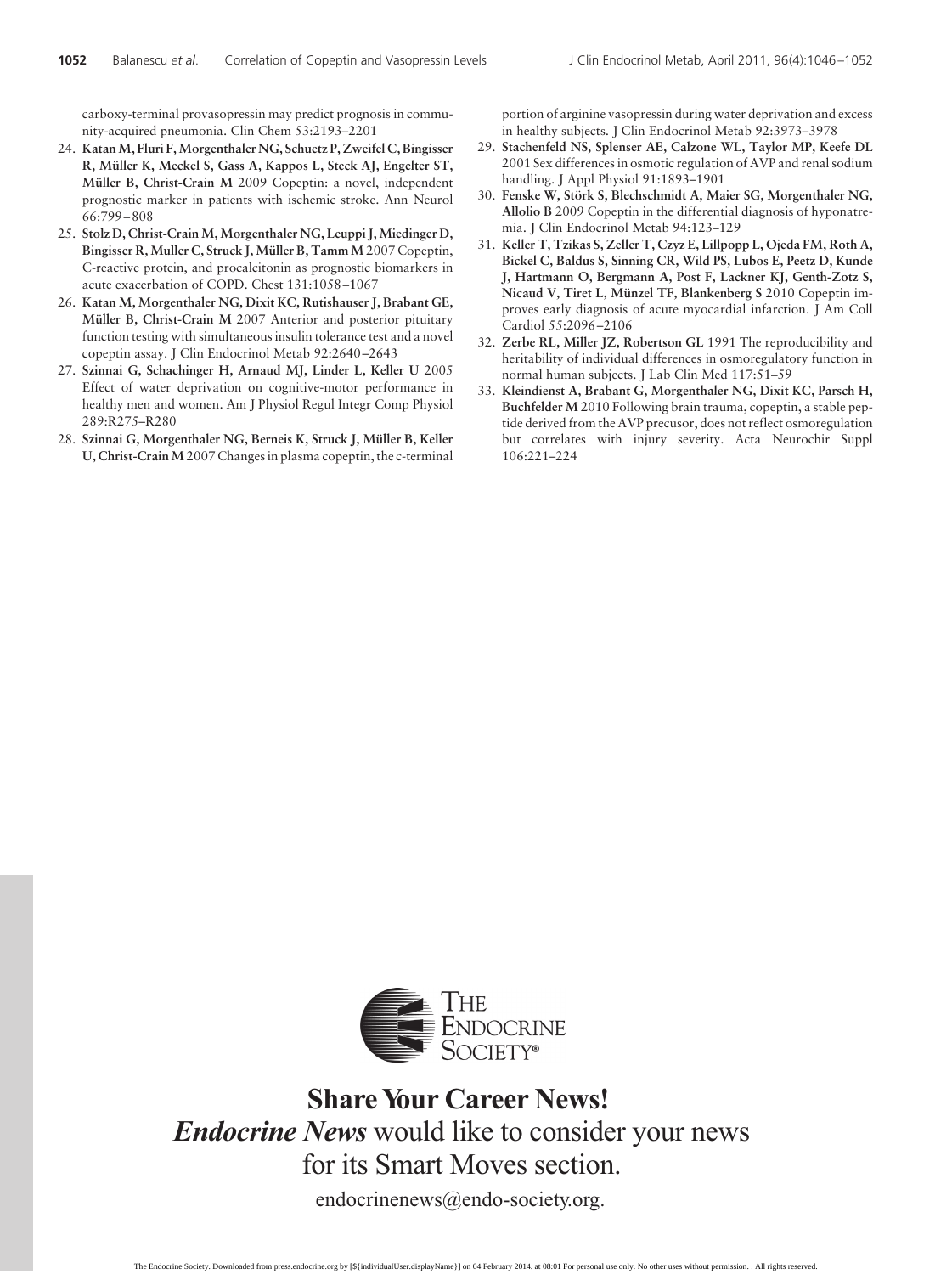carboxy-terminal provasopressin may predict prognosis in community-acquired pneumonia. Clin Chem 53:2193–2201

24. **Katan M, Fluri F, Morgenthaler NG, Schuetz P, Zweifel C, Bingisser R, Müller K, Meckel S, Gass A, Kappos L, Steck AJ, Engelter ST, Müller B, Christ-Crain M** 2009 Copeptin: a novel, independent prognostic marker in patients with ischemic stroke. Ann Neurol 66:799–808
25. **Stolz D, Christ-Crain M, Morgenthaler NG, Leuppi J, Miedinger D, Bingisser R, Muller C, Struck J, Müller B, Tamm M** 2007 Copeptin, C-reactive protein, and procalcitonin as prognostic biomarkers in acute exacerbation of COPD. Chest 131:1058–1067
26. **Katan M, Morgenthaler NG, Dixit KC, Rutishauser J, Brabant GE, Müller B, Christ-Crain M** 2007 Anterior and posterior pituitary function testing with simultaneous insulin tolerance test and a novel copeptin assay. J Clin Endocrinol Metab 92:2640–2643
27. **Szinnai G, Schachinger H, Arnaud MJ, Linder L, Keller U** 2005 Effect of water deprivation on cognitive-motor performance in healthy men and women. Am J Physiol Regul Integr Comp Physiol 289:R275–R280
28. **Szinnai G, Morgenthaler NG, Berneis K, Struck J, Müller B, Keller U, Christ-Crain M** 2007 Changes in plasma copeptin, the c-terminal portion of arginine vasopressin during water deprivation and excess in healthy subjects. J Clin Endocrinol Metab 92:3973–3978
29. **Stachenfeld NS, Splenser AE, Calzone WL, Taylor MP, Keefe DL** 2001 Sex differences in osmotic regulation of AVP and renal sodium handling. J Appl Physiol 91:1893–1901
30. **Fenske W, Störk S, Blechschmidt A, Maier SG, Morgenthaler NG, Allolio B** 2009 Copeptin in the differential diagnosis of hyponatremia. J Clin Endocrinol Metab 94:123–129
31. **Keller T, Tzikas S, Zeller T, Czyz E, Lillpopp L, Ojeda FM, Roth A, Bickel C, Baldus S, Sinning CR, Wild PS, Lubos E, Peetz D, Kunde J, Hartmann O, Bergmann A, Post F, Lackner KJ, Genth-Zotz S, Nicaud V, Tiret L, Münzel TF, Blankenberg S** 2010 Copeptin improves early diagnosis of acute myocardial infarction. J Am Coll Cardiol 55:2096–2106
32. **Zerbe RL, Miller JZ, Robertson GL** 1991 The reproducibility and heritability of individual differences in osmoregulatory function in normal human subjects. J Lab Clin Med 117:51–59
33. **Kleindienst A, Brabant G, Morgenthaler NG, Dixit KC, Parsch H, Buchfelder M** 2010 Following brain trauma, copeptin, a stable peptide derived from the AVP precusor, does not reflect osmoregulation but correlates with injury severity. Acta Neurochir Suppl 106:221–224

THE ENDOCRINE SOCIETY®

**Share Your Career News!**

***Endocrine News*** would like to consider your news for its Smart Moves section.

endocrinenews@endo-society.org.